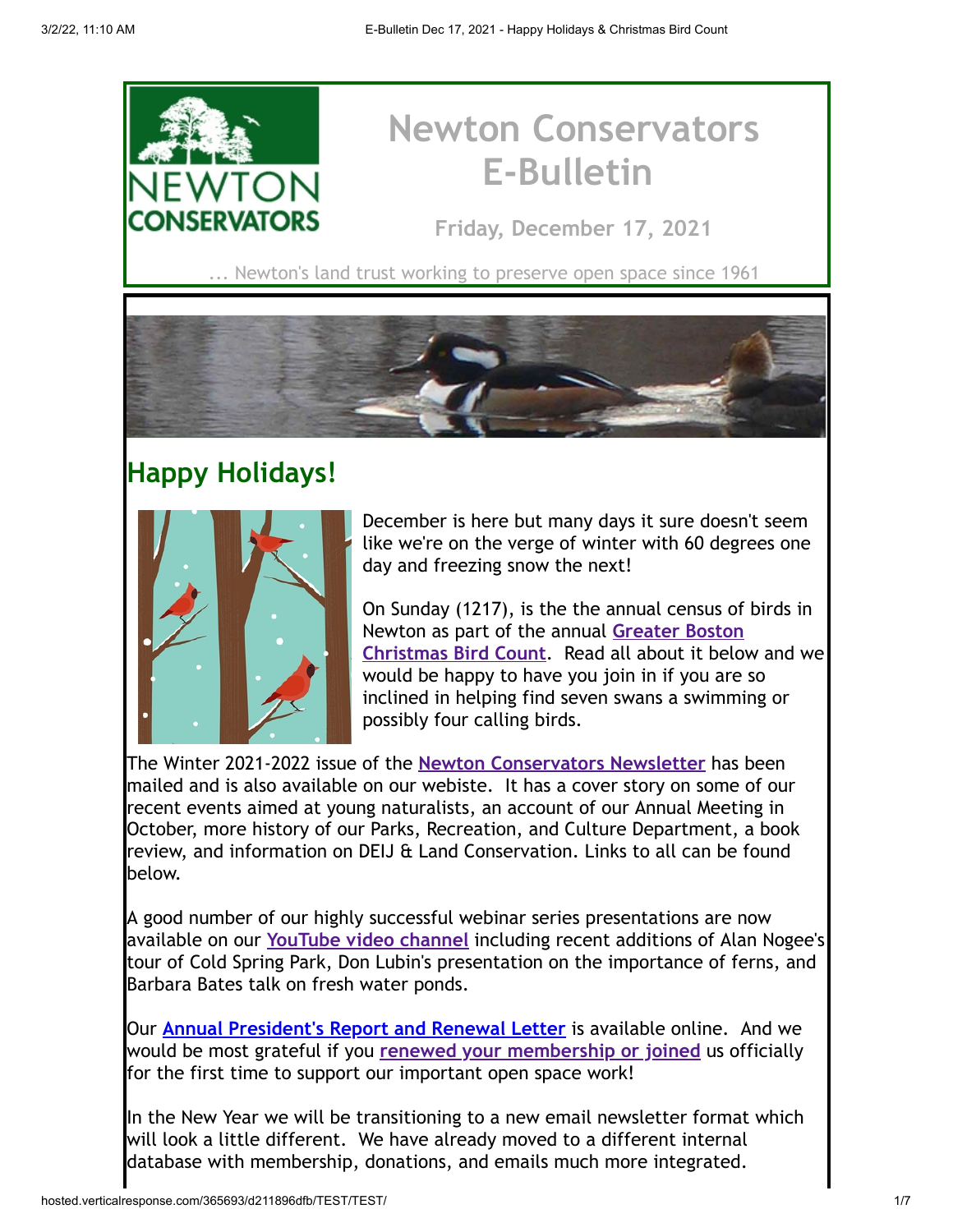# Newton Conservators E-Bulletin

**Friday, December 17, 2021**

... Newton's land trust working to preserve open space since 1961

## Happy Holidays!

December is here but many days it sure doesn't seem like we're on the verge of winter with 60 degrees one day and freezing snow the next!

On Sunday (1217), is the the annual census of birds in Newton as part of the annual [Greater Boston Christmas Bird Count](). Read all about it below and we would be happy to have you join in if you are so inclined in helping find seven swans a swimming or possibly four calling birds.

The Winter 2021-2022 issue of the [Newton Conservators Newsletter]() has been mailed and is also available on our webiste. It has a cover story on some of our recent events aimed at young naturalists, an account of our Annual Meeting in October, more history of our Parks, Recreation, and Culture Department, a book review, and information on DEIJ & Land Conservation. Links to all can be found below.

A good number of our highly successful webinar series presentations are now available on our [YouTube video channel]() including recent additions of Alan Nogee's tour of Cold Spring Park, Don Lubin's presentation on the importance of ferns, and Barbara Bates talk on fresh water ponds.

Our [Annual President's Report and Renewal Letter]() is available online. And we would be most grateful if you [renewed your membership or joined]() us officially for the first time to support our important open space work!

In the New Year we will be transitioning to a new email newsletter format which will look a little different. We have already moved to a different internal database with membership, donations, and emails much more integrated.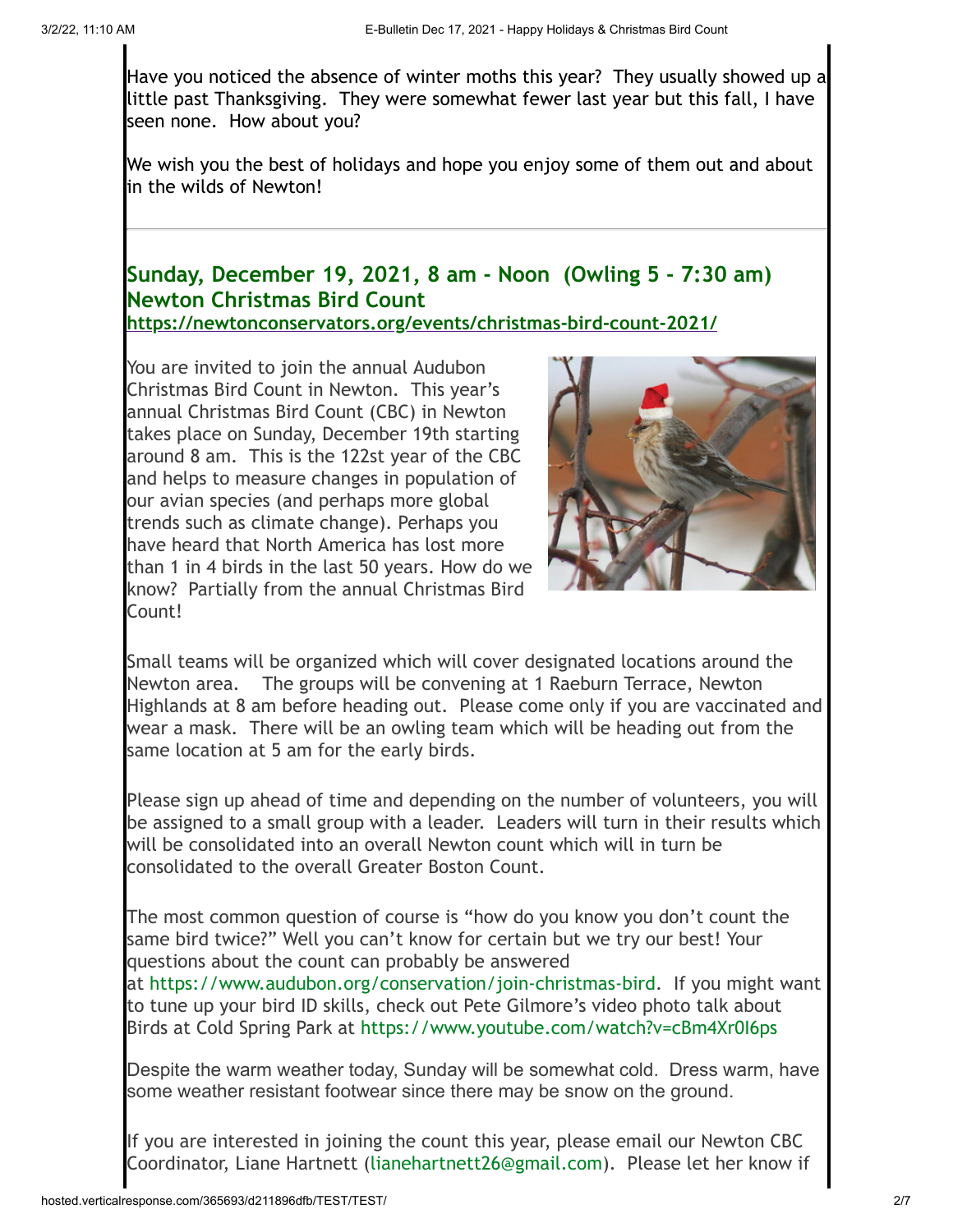Have you noticed the absence of winter moths this year? They usually showed up a little past Thanksgiving. They were somewhat fewer last year but this fall, I have seen none. How about you?

We wish you the best of holidays and hope you enjoy some of them out and about in the wilds of Newton!

---

## Sunday, December 19, 2021, 8 am - Noon (Owling 5 - 7:30 am)
## Newton Christmas Bird Count

**https://newtonconservators.org/events/christmas-bird-count-2021/**

You are invited to join the annual Audubon Christmas Bird Count in Newton. This year's annual Christmas Bird Count (CBC) in Newton takes place on Sunday, December 19th starting around 8 am. This is the 122st year of the CBC and helps to measure changes in population of our avian species (and perhaps more global trends such as climate change). Perhaps you have heard that North America has lost more than 1 in 4 birds in the last 50 years. How do we know? Partially from the annual Christmas Bird Count!

Small teams will be organized which will cover designated locations around the Newton area. The groups will be convening at 1 Raeburn Terrace, Newton Highlands at 8 am before heading out. Please come only if you are vaccinated and wear a mask. There will be an owling team which will be heading out from the same location at 5 am for the early birds.

Please sign up ahead of time and depending on the number of volunteers, you will be assigned to a small group with a leader. Leaders will turn in their results which will be consolidated into an overall Newton count which will in turn be consolidated to the overall Greater Boston Count.

The most common question of course is "how do you know you don't count the same bird twice?" Well you can't know for certain but we try our best! Your questions about the count can probably be answered at https://www.audubon.org/conservation/join-christmas-bird. If you might want to tune up your bird ID skills, check out Pete Gilmore's video photo talk about Birds at Cold Spring Park at https://www.youtube.com/watch?v=cBm4Xr0I6ps

Despite the warm weather today, Sunday will be somewhat cold. Dress warm, have some weather resistant footwear since there may be snow on the ground.

If you are interested in joining the count this year, please email our Newton CBC Coordinator, Liane Hartnett (lianehartnett26@gmail.com). Please let her know if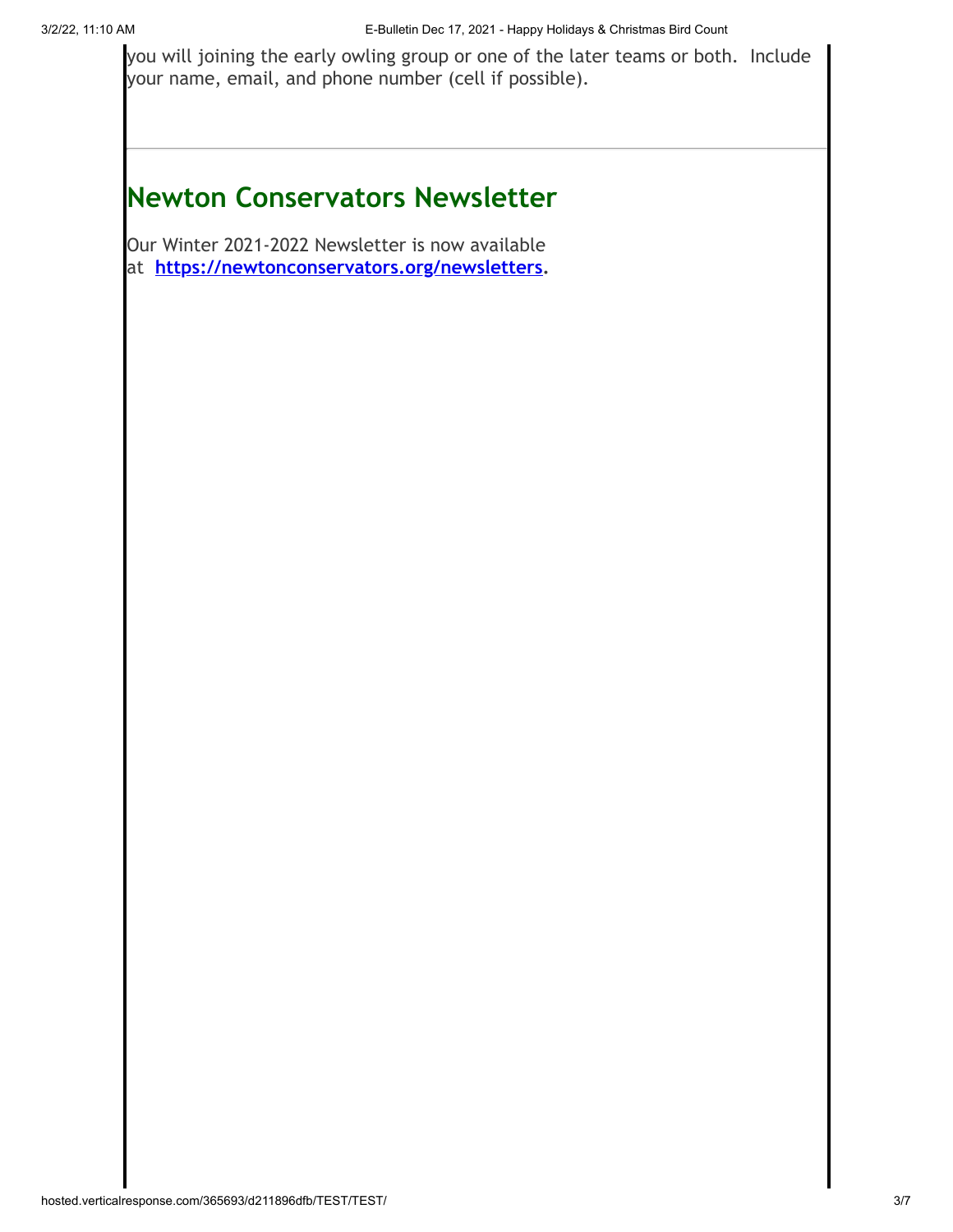you will joining the early owling group or one of the later teams or both. Include your name, email, and phone number (cell if possible).

---

## Newton Conservators Newsletter

Our Winter 2021-2022 Newsletter is now available at **https://newtonconservators.org/newsletters**.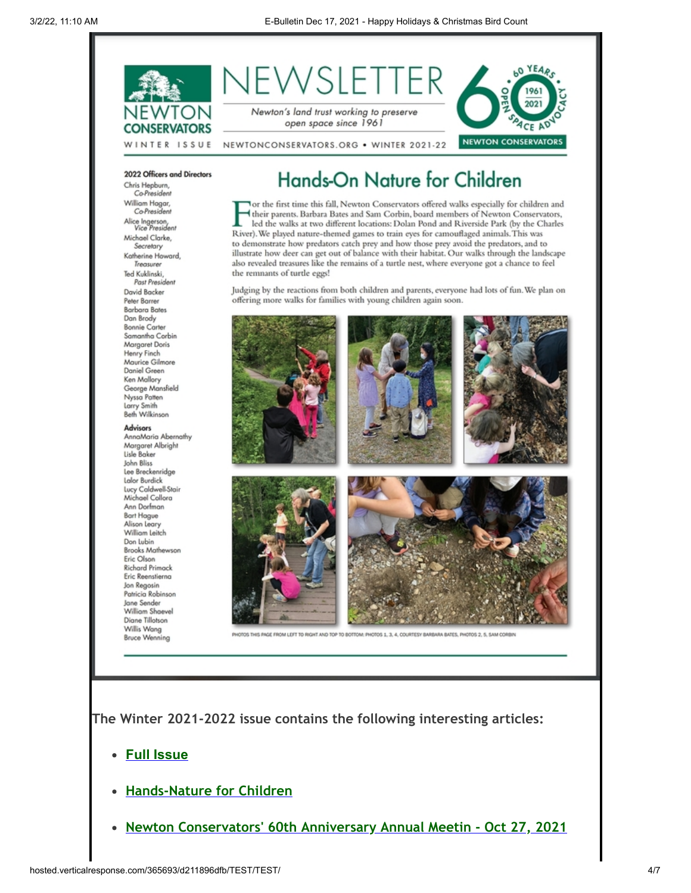NEWTON CONSERVATORS

# NEWSLETTER

*Newton's land trust working to preserve open space since 1961*

60 YEARS · 1961 2021 · OPEN SPACE ADVOCACY · NEWTON CONSERVATORS

WINTER ISSUE · NEWTONCONSERVATORS.ORG • WINTER 2021-22

**2022 Officers and Directors**

Chris Hepburn, *Co-President*
William Hagar, *Co-President*
Alice Ingerson, *Vice President*
Michael Clarke, *Secretary*
Katherine Howard, *Treasurer*
Ted Kuklinski, *Past President*
David Backer
Peter Barrer
Barbara Bates
Dan Brody
Bonnie Carter
Samantha Corbin
Margaret Doris
Henry Finch
Maurice Gilmore
Daniel Green
Ken Mallory
George Mansfield
Nyssa Patten
Larry Smith
Beth Wilkinson

**Advisors**

AnnaMaria Abernathy
Margaret Albright
Lisle Baker
John Bliss
Lee Breckenridge
Lalor Burdick
Lucy Caldwell-Stair
Michael Collora
Ann Dorfman
Bart Hague
Alison Leary
William Leitch
Don Lubin
Brooks Mathewson
Eric Olson
Richard Primack
Eric Reenstierna
Jon Regosin
Patricia Robinson
Jane Sender
William Shaevel
Diane Tillotson
Willis Wang
Bruce Wenning

## Hands-On Nature for Children

For the first time this fall, Newton Conservators offered walks especially for children and their parents. Barbara Bates and Sam Corbin, board members of Newton Conservators, led the walks at two different locations: Dolan Pond and Riverside Park (by the Charles River). We played nature-themed games to train eyes for camouflaged animals. This was to demonstrate how predators catch prey and how those prey avoid the predators, and to illustrate how deer can get out of balance with their habitat. Our walks through the landscape also revealed treasures like the remains of a turtle nest, where everyone got a chance to feel the remnants of turtle eggs!

Judging by the reactions from both children and parents, everyone had lots of fun. We plan on offering more walks for families with young children again soon.

PHOTOS THIS PAGE FROM LEFT TO RIGHT AND TOP TO BOTTOM: PHOTOS 1, 3, 4, COURTESY BARBARA BATES, PHOTOS 2, 5, SAM CORBIN

**The Winter 2021-2022 issue contains the following interesting articles:**

- **Full Issue**
- **Hands-Nature for Children**
- **Newton Conservators' 60th Anniversary Annual Meetin - Oct 27, 2021**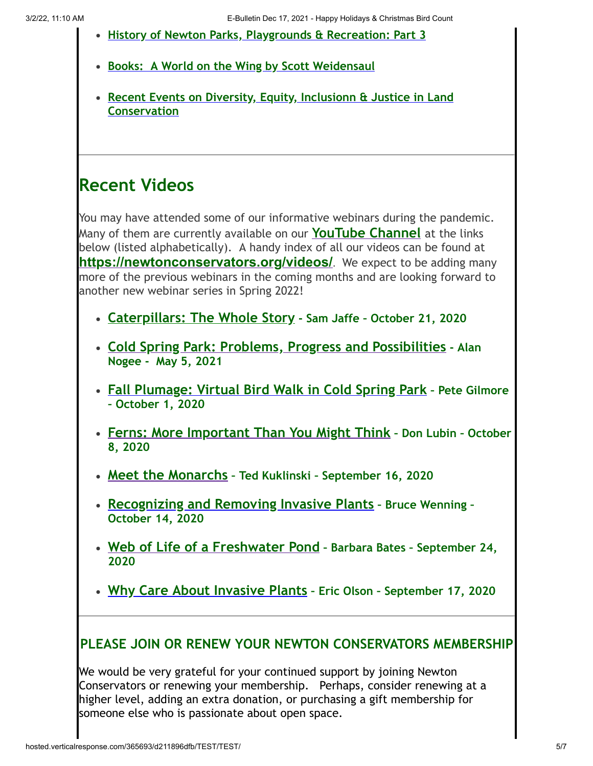- **History of Newton Parks, Playgrounds & Recreation: Part 3**
- **Books:  A World on the Wing by Scott Weidensaul**
- **Recent Events on Diversity, Equity, Inclusionn & Justice in Land Conservation**

---

# Recent Videos

You may have attended some of our informative webinars during the pandemic. Many of them are currently available on our **YouTube Channel** at the links below (listed alphabetically).  A handy index of all our videos can be found at **https://newtonconservators.org/videos/**.  We expect to be adding many more of the previous webinars in the coming months and are looking forward to another new webinar series in Spring 2022!

- **Caterpillars: The Whole Story - Sam Jaffe – October 21, 2020**
- **Cold Spring Park: Problems, Progress and Possibilities - Alan Nogee -  May 5, 2021**
- **Fall Plumage: Virtual Bird Walk in Cold Spring Park – Pete Gilmore – October 1, 2020**
- **Ferns: More Important Than You Might Think – Don Lubin – October 8, 2020**
- **Meet the Monarchs – Ted Kuklinski – September 16, 2020**
- **Recognizing and Removing Invasive Plants – Bruce Wenning – October 14, 2020**
- **Web of Life of a Freshwater Pond – Barbara Bates – September 24, 2020**
- **Why Care About Invasive Plants – Eric Olson – September 17, 2020**

---

### PLEASE JOIN OR RENEW YOUR NEWTON CONSERVATORS MEMBERSHIP

We would be very grateful for your continued support by joining Newton Conservators or renewing your membership.   Perhaps, consider renewing at a higher level, adding an extra donation, or purchasing a gift membership for someone else who is passionate about open space.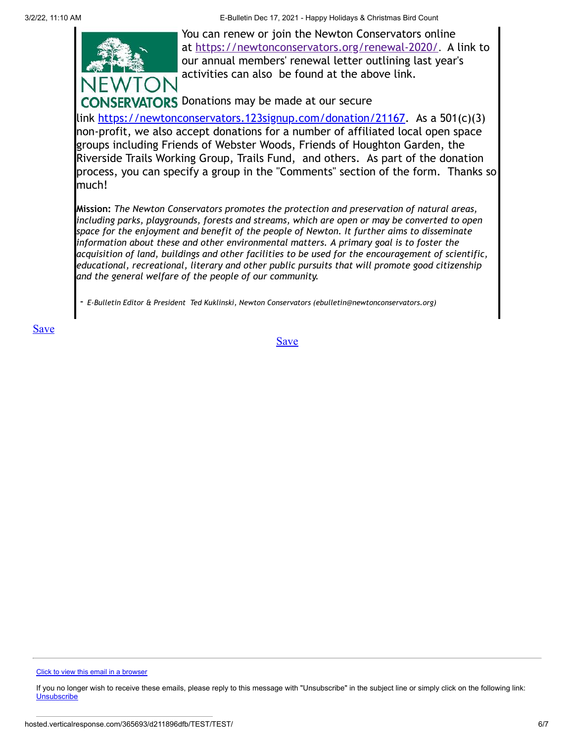NEWTON CONSERVATORS

You can renew or join the Newton Conservators online at https://newtonconservators.org/renewal-2020/. A link to our annual members' renewal letter outlining last year's activities can also be found at the above link.

Donations may be made at our secure link https://newtonconservators.123signup.com/donation/21167. As a 501(c)(3) non-profit, we also accept donations for a number of affiliated local open space groups including Friends of Webster Woods, Friends of Houghton Garden, the Riverside Trails Working Group, Trails Fund, and others. As part of the donation process, you can specify a group in the "Comments" section of the form. Thanks so much!

**Mission:** *The Newton Conservators promotes the protection and preservation of natural areas, including parks, playgrounds, forests and streams, which are open or may be converted to open space for the enjoyment and benefit of the people of Newton. It further aims to disseminate information about these and other environmental matters. A primary goal is to foster the acquisition of land, buildings and other facilities to be used for the encouragement of scientific, educational, recreational, literary and other public pursuits that will promote good citizenship and the general welfare of the people of our community.*

- *E-Bulletin Editor & President Ted Kuklinski, Newton Conservators (ebulletin@newtonconservators.org)*

Save

Save

---

Click to view this email in a browser

If you no longer wish to receive these emails, please reply to this message with "Unsubscribe" in the subject line or simply click on the following link: Unsubscribe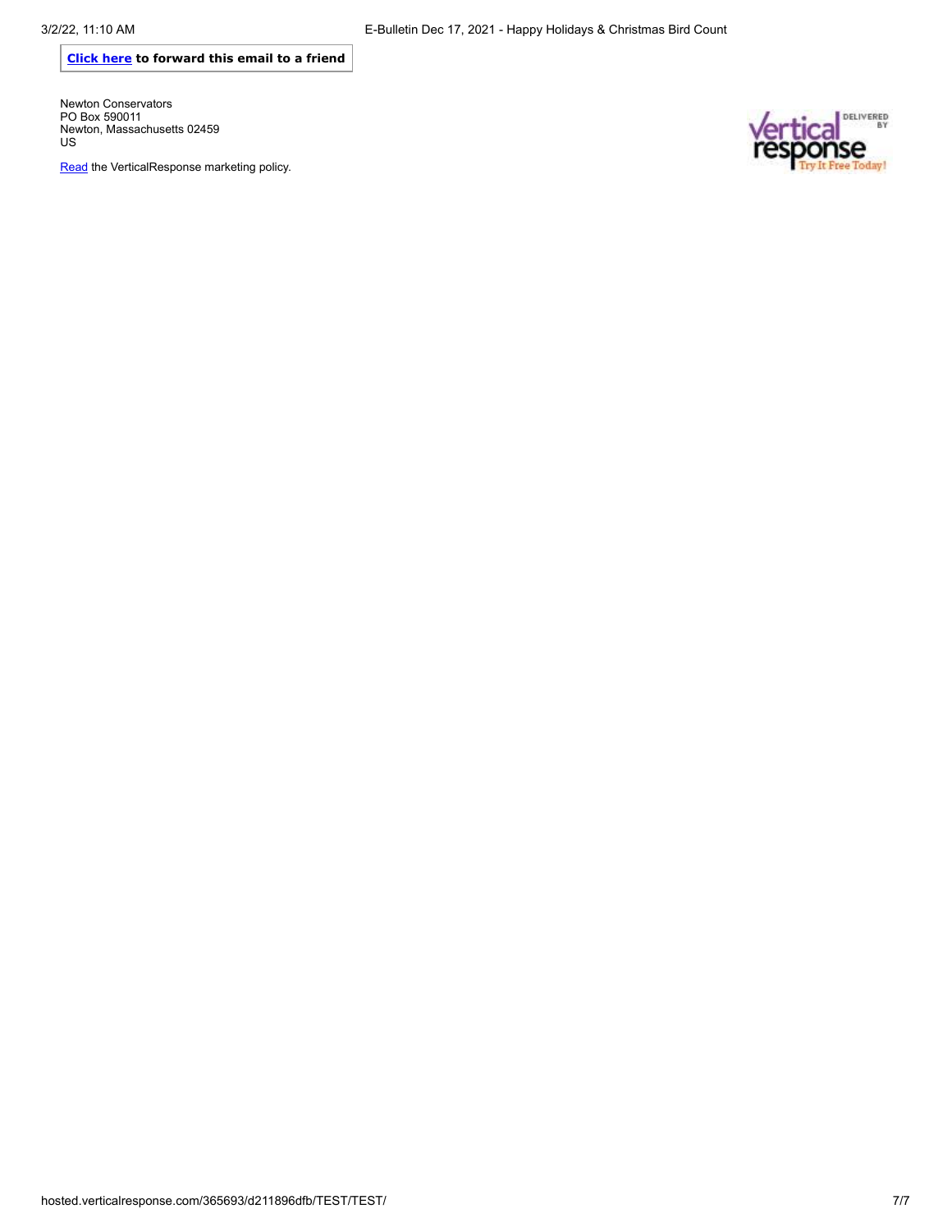**Click here to forward this email to a friend**

Newton Conservators
PO Box 590011
Newton, Massachusetts 02459
US

Read the VerticalResponse marketing policy.